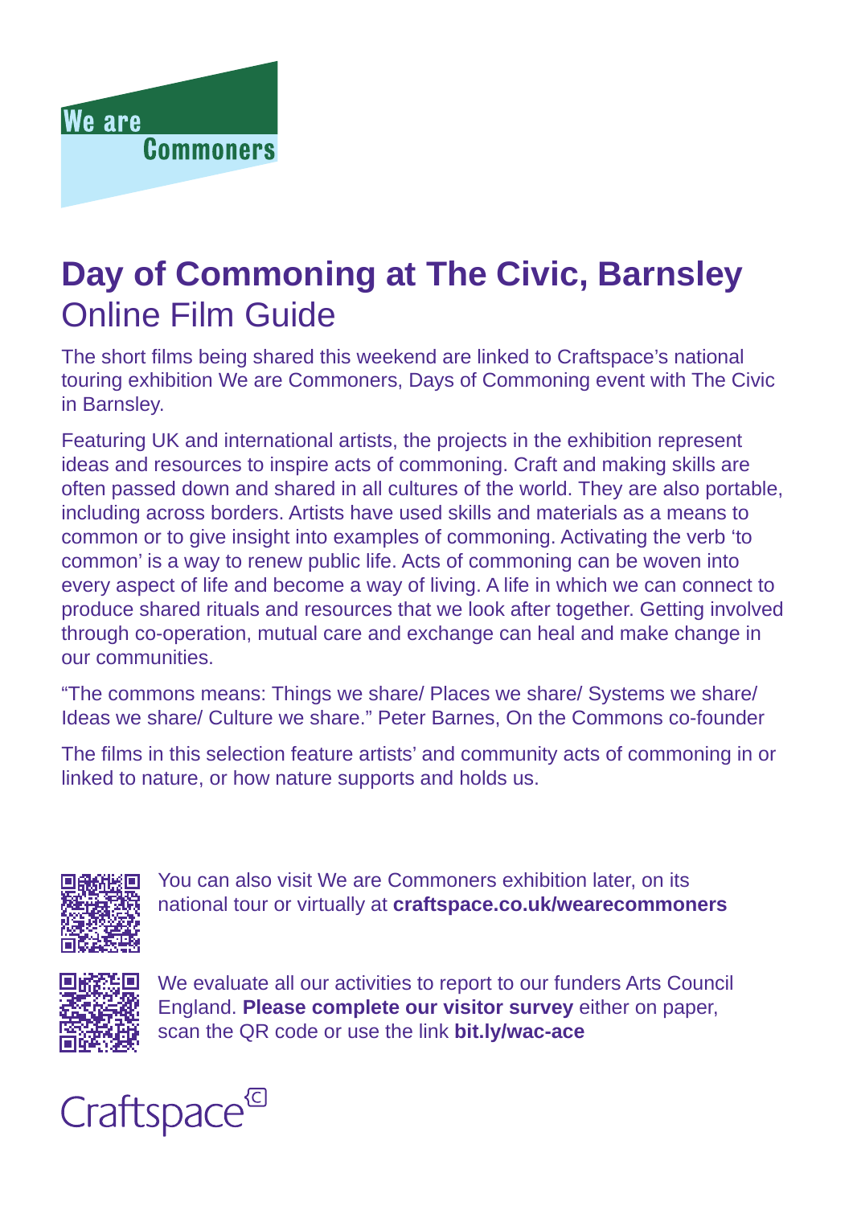We are Commoners

# Day of Commoning at The Civic, Barnsley

## Online Film Guide

The short films being shared this weekend are linked to Craftspace's national touring exhibition We are Commoners, Days of Commoning event with The Civic in Barnsley.

Featuring UK and international artists, the projects in the exhibition represent ideas and resources to inspire acts of commoning. Craft and making skills are often passed down and shared in all cultures of the world. They are also portable, including across borders. Artists have used skills and materials as a means to common or to give insight into examples of commoning. Activating the verb 'to common' is a way to renew public life. Acts of commoning can be woven into every aspect of life and become a way of living. A life in which we can connect to produce shared rituals and resources that we look after together. Getting involved through co-operation, mutual care and exchange can heal and make change in our communities.

"The commons means: Things we share/ Places we share/ Systems we share/ Ideas we share/ Culture we share." Peter Barnes, On the Commons co-founder

The films in this selection feature artists' and community acts of commoning in or linked to nature, or how nature supports and holds us.

You can also visit We are Commoners exhibition later, on its national tour or virtually at **craftspace.co.uk/wearecommoners**

We evaluate all our activities to report to our funders Arts Council England. **Please complete our visitor survey** either on paper, scan the QR code or use the link **bit.ly/wac-ace**

Craftspace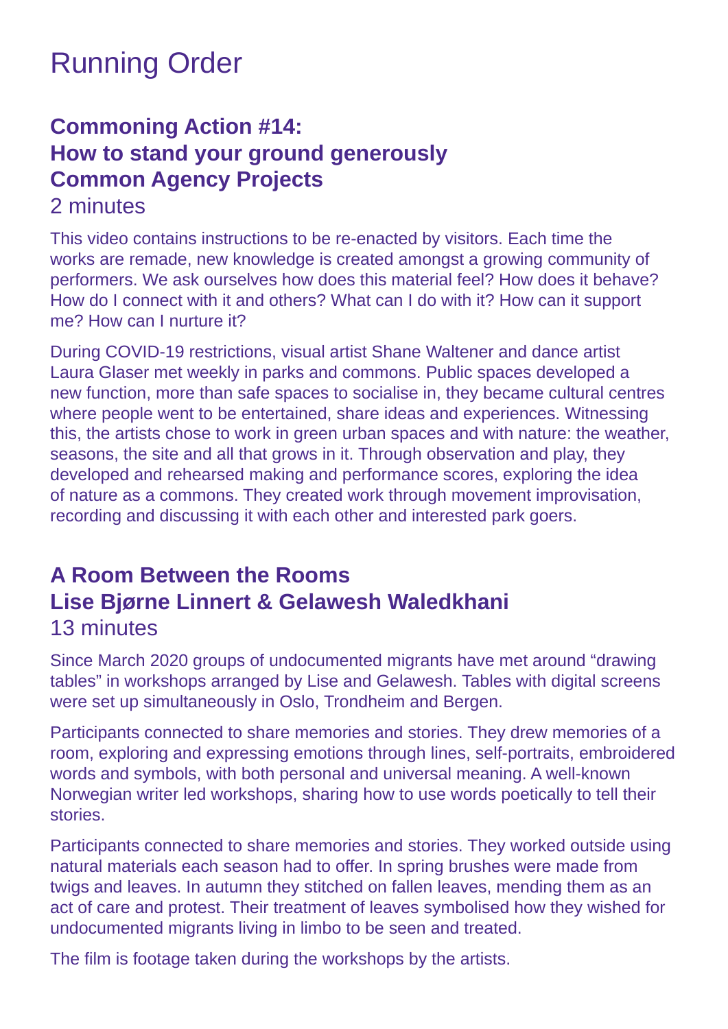# Running Order

## Commoning Action #14: How to stand your ground generously Common Agency Projects

2 minutes

This video contains instructions to be re-enacted by visitors. Each time the works are remade, new knowledge is created amongst a growing community of performers. We ask ourselves how does this material feel? How does it behave? How do I connect with it and others? What can I do with it? How can it support me? How can I nurture it?

During COVID-19 restrictions, visual artist Shane Waltener and dance artist Laura Glaser met weekly in parks and commons. Public spaces developed a new function, more than safe spaces to socialise in, they became cultural centres where people went to be entertained, share ideas and experiences. Witnessing this, the artists chose to work in green urban spaces and with nature: the weather, seasons, the site and all that grows in it. Through observation and play, they developed and rehearsed making and performance scores, exploring the idea of nature as a commons. They created work through movement improvisation, recording and discussing it with each other and interested park goers.

## A Room Between the Rooms Lise Bjørne Linnert & Gelawesh Waledkhani

13 minutes

Since March 2020 groups of undocumented migrants have met around “drawing tables” in workshops arranged by Lise and Gelawesh. Tables with digital screens were set up simultaneously in Oslo, Trondheim and Bergen.

Participants connected to share memories and stories. They drew memories of a room, exploring and expressing emotions through lines, self-portraits, embroidered words and symbols, with both personal and universal meaning. A well-known Norwegian writer led workshops, sharing how to use words poetically to tell their stories.

Participants connected to share memories and stories. They worked outside using natural materials each season had to offer. In spring brushes were made from twigs and leaves. In autumn they stitched on fallen leaves, mending them as an act of care and protest. Their treatment of leaves symbolised how they wished for undocumented migrants living in limbo to be seen and treated.

The film is footage taken during the workshops by the artists.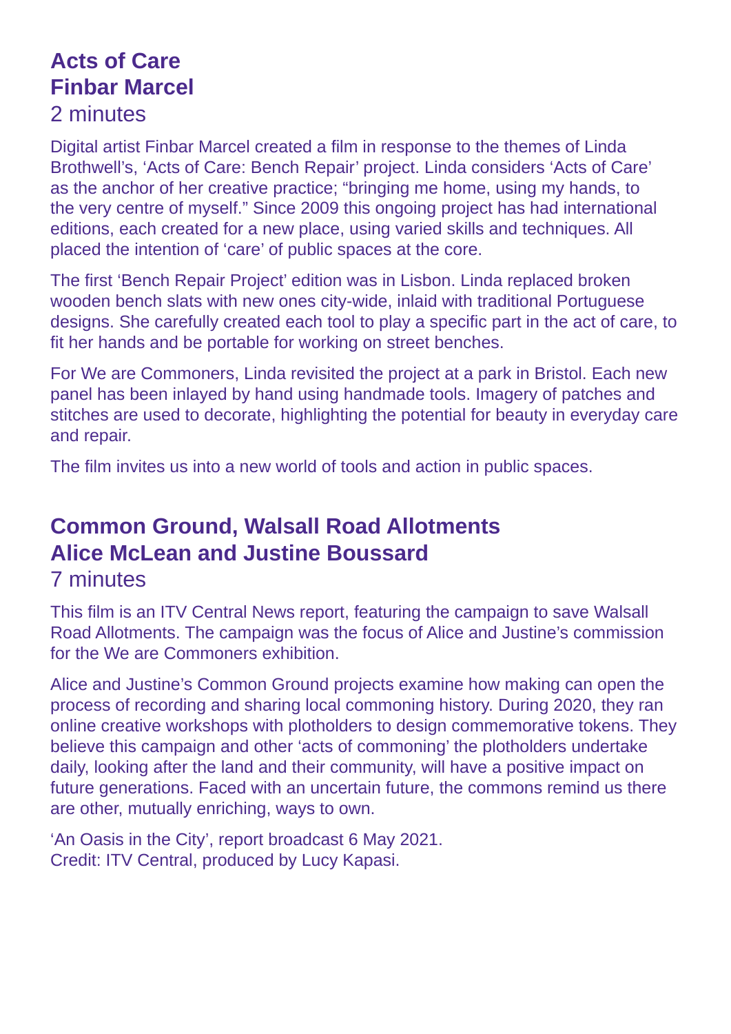## Acts of Care
## Finbar Marcel
2 minutes

Digital artist Finbar Marcel created a film in response to the themes of Linda Brothwell's, 'Acts of Care: Bench Repair' project. Linda considers 'Acts of Care' as the anchor of her creative practice; "bringing me home, using my hands, to the very centre of myself." Since 2009 this ongoing project has had international editions, each created for a new place, using varied skills and techniques. All placed the intention of 'care' of public spaces at the core.

The first 'Bench Repair Project' edition was in Lisbon. Linda replaced broken wooden bench slats with new ones city-wide, inlaid with traditional Portuguese designs. She carefully created each tool to play a specific part in the act of care, to fit her hands and be portable for working on street benches.

For We are Commoners, Linda revisited the project at a park in Bristol. Each new panel has been inlayed by hand using handmade tools. Imagery of patches and stitches are used to decorate, highlighting the potential for beauty in everyday care and repair.

The film invites us into a new world of tools and action in public spaces.

## Common Ground, Walsall Road Allotments
## Alice McLean and Justine Boussard
7 minutes

This film is an ITV Central News report, featuring the campaign to save Walsall Road Allotments. The campaign was the focus of Alice and Justine's commission for the We are Commoners exhibition.

Alice and Justine's Common Ground projects examine how making can open the process of recording and sharing local commoning history. During 2020, they ran online creative workshops with plotholders to design commemorative tokens. They believe this campaign and other 'acts of commoning' the plotholders undertake daily, looking after the land and their community, will have a positive impact on future generations. Faced with an uncertain future, the commons remind us there are other, mutually enriching, ways to own.

'An Oasis in the City', report broadcast 6 May 2021.
Credit: ITV Central, produced by Lucy Kapasi.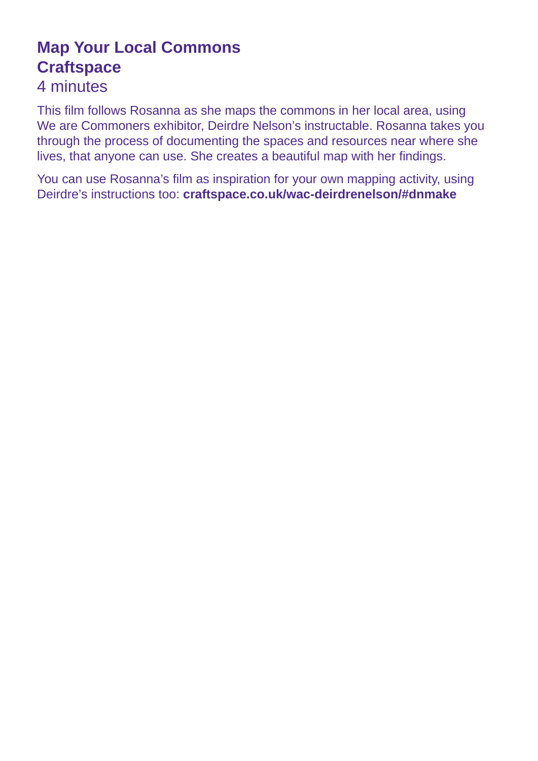## Map Your Local Commons

## Craftspace

4 minutes

This film follows Rosanna as she maps the commons in her local area, using We are Commoners exhibitor, Deirdre Nelson's instructable. Rosanna takes you through the process of documenting the spaces and resources near where she lives, that anyone can use. She creates a beautiful map with her findings.

You can use Rosanna's film as inspiration for your own mapping activity, using Deirdre's instructions too: **craftspace.co.uk/wac-deirdrenelson/#dnmake**